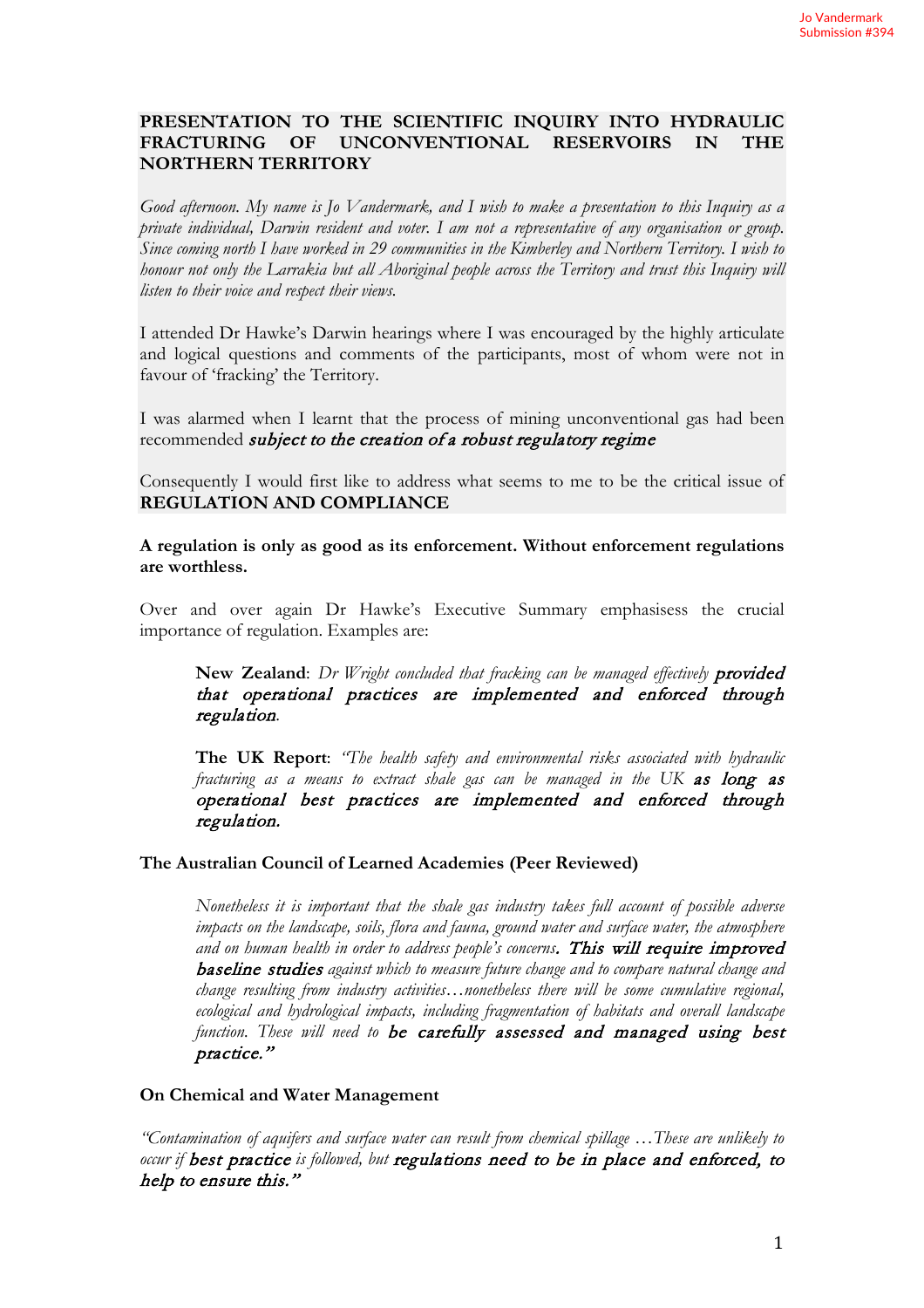Jo Vandermark
Submission #394

**PRESENTATION TO THE SCIENTIFIC INQUIRY INTO HYDRAULIC FRACTURING OF UNCONVENTIONAL RESERVOIRS IN THE NORTHERN TERRITORY**

*Good afternoon. My name is Jo Vandermark, and I wish to make a presentation to this Inquiry as a private individual, Darwin resident and voter. I am not a representative of any organisation or group. Since coming north I have worked in 29 communities in the Kimberley and Northern Territory. I wish to honour not only the Larrakia but all Aboriginal people across the Territory and trust this Inquiry will listen to their voice and respect their views.*

I attended Dr Hawke's Darwin hearings where I was encouraged by the highly articulate and logical questions and comments of the participants, most of whom were not in favour of 'fracking' the Territory.

I was alarmed when I learnt that the process of mining unconventional gas had been recommended *subject to the creation of a robust regulatory regime*

Consequently I would first like to address what seems to me to be the critical issue of **REGULATION AND COMPLIANCE**

**A regulation is only as good as its enforcement. Without enforcement regulations are worthless.**

Over and over again Dr Hawke's Executive Summary emphasisess the crucial importance of regulation. Examples are:

> **New Zealand**: *Dr Wright concluded that fracking can be managed effectively* ***provided that operational practices are implemented and enforced through regulation****.*
>
> **The UK Report**: *"The health safety and environmental risks associated with hydraulic fracturing as a means to extract shale gas can be managed in the UK* ***as long as operational best practices are implemented and enforced through regulation.***

**The Australian Council of Learned Academies (Peer Reviewed)**

> *Nonetheless it is important that the shale gas industry takes full account of possible adverse impacts on the landscape, soils, flora and fauna, ground water and surface water, the atmosphere and on human health in order to address people's concerns.* ***This will require improved baseline studies*** *against which to measure future change and to compare natural change and change resulting from industry activities…nonetheless there will be some cumulative regional, ecological and hydrological impacts, including fragmentation of habitats and overall landscape function. These will need to* ***be carefully assessed and managed using best practice."***

**On Chemical and Water Management**

*"Contamination of aquifers and surface water can result from chemical spillage …These are unlikely to occur if* ***best practice*** *is followed, but* ***regulations need to be in place and enforced, to help to ensure this."***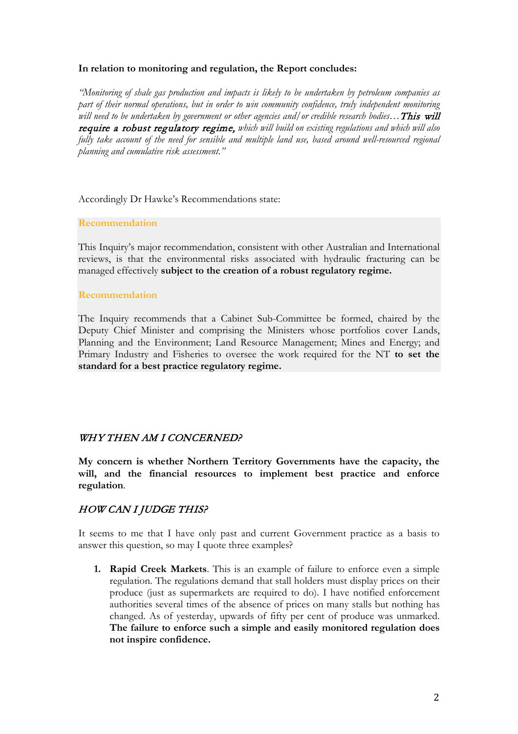**In relation to monitoring and regulation, the Report concludes:**

*"Monitoring of shale gas production and impacts is likely to be undertaken by petroleum companies as part of their normal operations, but in order to win community confidence, truly independent monitoring will need to be undertaken by government or other agencies and/or credible research bodies…* ***This will require a robust regulatory regime,*** *which will build on existing regulations and which will also fully take account of the need for sensible and multiple land use, based around well-resourced regional planning and cumulative risk assessment."*

Accordingly Dr Hawke's Recommendations state:

**Recommendation**

This Inquiry's major recommendation, consistent with other Australian and International reviews, is that the environmental risks associated with hydraulic fracturing can be managed effectively **subject to the creation of a robust regulatory regime.**

**Recommendation**

The Inquiry recommends that a Cabinet Sub-Committee be formed, chaired by the Deputy Chief Minister and comprising the Ministers whose portfolios cover Lands, Planning and the Environment; Land Resource Management; Mines and Energy; and Primary Industry and Fisheries to oversee the work required for the NT **to set the standard for a best practice regulatory regime.**

## *WHY THEN AM I CONCERNED?*

**My concern is whether Northern Territory Governments have the capacity, the will, and the financial resources to implement best practice and enforce regulation**.

## *HOW CAN I JUDGE THIS?*

It seems to me that I have only past and current Government practice as a basis to answer this question, so may I quote three examples?

1. **Rapid Creek Markets**. This is an example of failure to enforce even a simple regulation. The regulations demand that stall holders must display prices on their produce (just as supermarkets are required to do). I have notified enforcement authorities several times of the absence of prices on many stalls but nothing has changed. As of yesterday, upwards of fifty per cent of produce was unmarked. **The failure to enforce such a simple and easily monitored regulation does not inspire confidence.**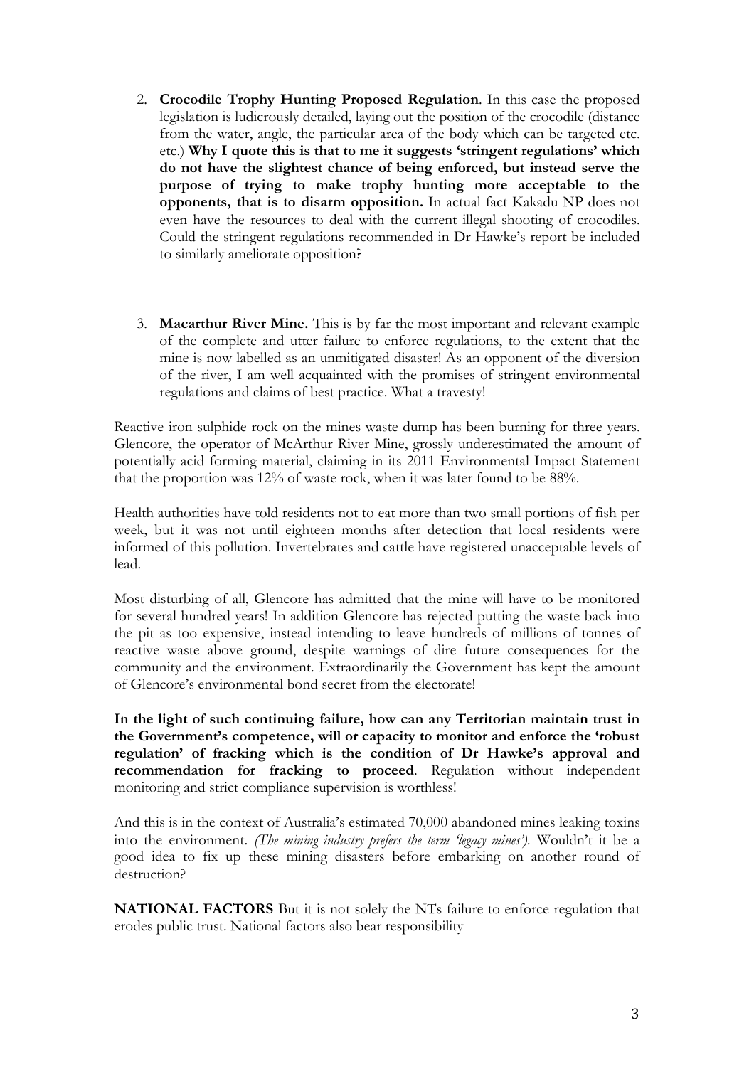2. **Crocodile Trophy Hunting Proposed Regulation**. In this case the proposed legislation is ludicrously detailed, laying out the position of the crocodile (distance from the water, angle, the particular area of the body which can be targeted etc. etc.) **Why I quote this is that to me it suggests 'stringent regulations' which do not have the slightest chance of being enforced, but instead serve the purpose of trying to make trophy hunting more acceptable to the opponents, that is to disarm opposition.** In actual fact Kakadu NP does not even have the resources to deal with the current illegal shooting of crocodiles. Could the stringent regulations recommended in Dr Hawke's report be included to similarly ameliorate opposition?

3. **Macarthur River Mine.** This is by far the most important and relevant example of the complete and utter failure to enforce regulations, to the extent that the mine is now labelled as an unmitigated disaster! As an opponent of the diversion of the river, I am well acquainted with the promises of stringent environmental regulations and claims of best practice. What a travesty!

Reactive iron sulphide rock on the mines waste dump has been burning for three years. Glencore, the operator of McArthur River Mine, grossly underestimated the amount of potentially acid forming material, claiming in its 2011 Environmental Impact Statement that the proportion was 12% of waste rock, when it was later found to be 88%.

Health authorities have told residents not to eat more than two small portions of fish per week, but it was not until eighteen months after detection that local residents were informed of this pollution. Invertebrates and cattle have registered unacceptable levels of lead.

Most disturbing of all, Glencore has admitted that the mine will have to be monitored for several hundred years! In addition Glencore has rejected putting the waste back into the pit as too expensive, instead intending to leave hundreds of millions of tonnes of reactive waste above ground, despite warnings of dire future consequences for the community and the environment. Extraordinarily the Government has kept the amount of Glencore's environmental bond secret from the electorate!

**In the light of such continuing failure, how can any Territorian maintain trust in the Government's competence, will or capacity to monitor and enforce the 'robust regulation' of fracking which is the condition of Dr Hawke's approval and recommendation for fracking to proceed**. Regulation without independent monitoring and strict compliance supervision is worthless!

And this is in the context of Australia's estimated 70,000 abandoned mines leaking toxins into the environment. *(The mining industry prefers the term 'legacy mines').* Wouldn't it be a good idea to fix up these mining disasters before embarking on another round of destruction?

**NATIONAL FACTORS** But it is not solely the NTs failure to enforce regulation that erodes public trust. National factors also bear responsibility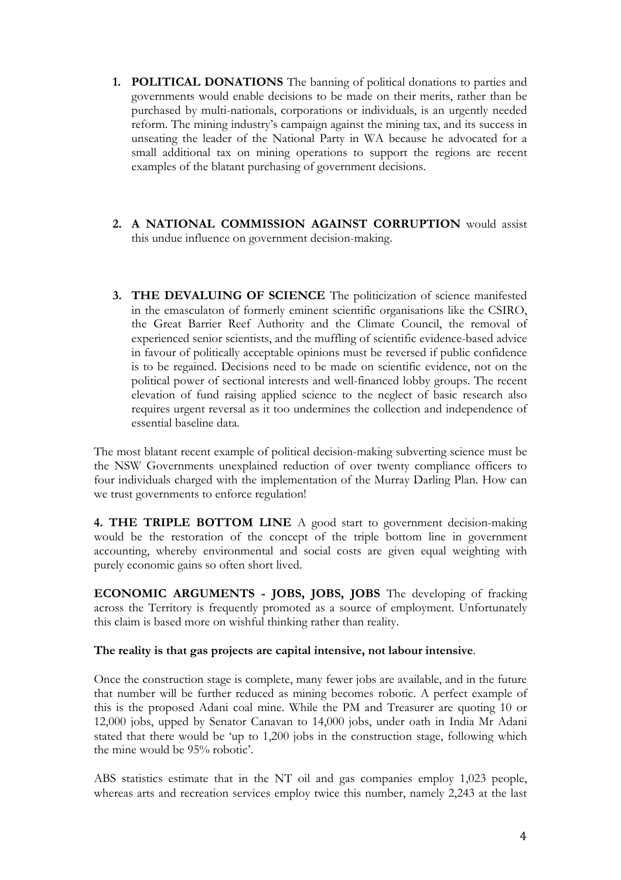1. **POLITICAL DONATIONS** The banning of political donations to parties and governments would enable decisions to be made on their merits, rather than be purchased by multi-nationals, corporations or individuals, is an urgently needed reform. The mining industry's campaign against the mining tax, and its success in unseating the leader of the National Party in WA because he advocated for a small additional tax on mining operations to support the regions are recent examples of the blatant purchasing of government decisions.

2. **A NATIONAL COMMISSION AGAINST CORRUPTION** would assist this undue influence on government decision-making.

3. **THE DEVALUING OF SCIENCE** The politicization of science manifested in the emasculaton of formerly eminent scientific organisations like the CSIRO, the Great Barrier Reef Authority and the Climate Council, the removal of experienced senior scientists, and the muffling of scientific evidence-based advice in favour of politically acceptable opinions must be reversed if public confidence is to be regained. Decisions need to be made on scientific evidence, not on the political power of sectional interests and well-financed lobby groups. The recent elevation of fund raising applied science to the neglect of basic research also requires urgent reversal as it too undermines the collection and independence of essential baseline data.

The most blatant recent example of political decision-making subverting science must be the NSW Governments unexplained reduction of over twenty compliance officers to four individuals charged with the implementation of the Murray Darling Plan. How can we trust governments to enforce regulation!

**4. THE TRIPLE BOTTOM LINE** A good start to government decision-making would be the restoration of the concept of the triple bottom line in government accounting, whereby environmental and social costs are given equal weighting with purely economic gains so often short lived.

**ECONOMIC ARGUMENTS - JOBS, JOBS, JOBS** The developing of fracking across the Territory is frequently promoted as a source of employment. Unfortunately this claim is based more on wishful thinking rather than reality.

**The reality is that gas projects are capital intensive, not labour intensive**.

Once the construction stage is complete, many fewer jobs are available, and in the future that number will be further reduced as mining becomes robotic. A perfect example of this is the proposed Adani coal mine. While the PM and Treasurer are quoting 10 or 12,000 jobs, upped by Senator Canavan to 14,000 jobs, under oath in India Mr Adani stated that there would be 'up to 1,200 jobs in the construction stage, following which the mine would be 95% robotic'.

ABS statistics estimate that in the NT oil and gas companies employ 1,023 people, whereas arts and recreation services employ twice this number, namely 2,243 at the last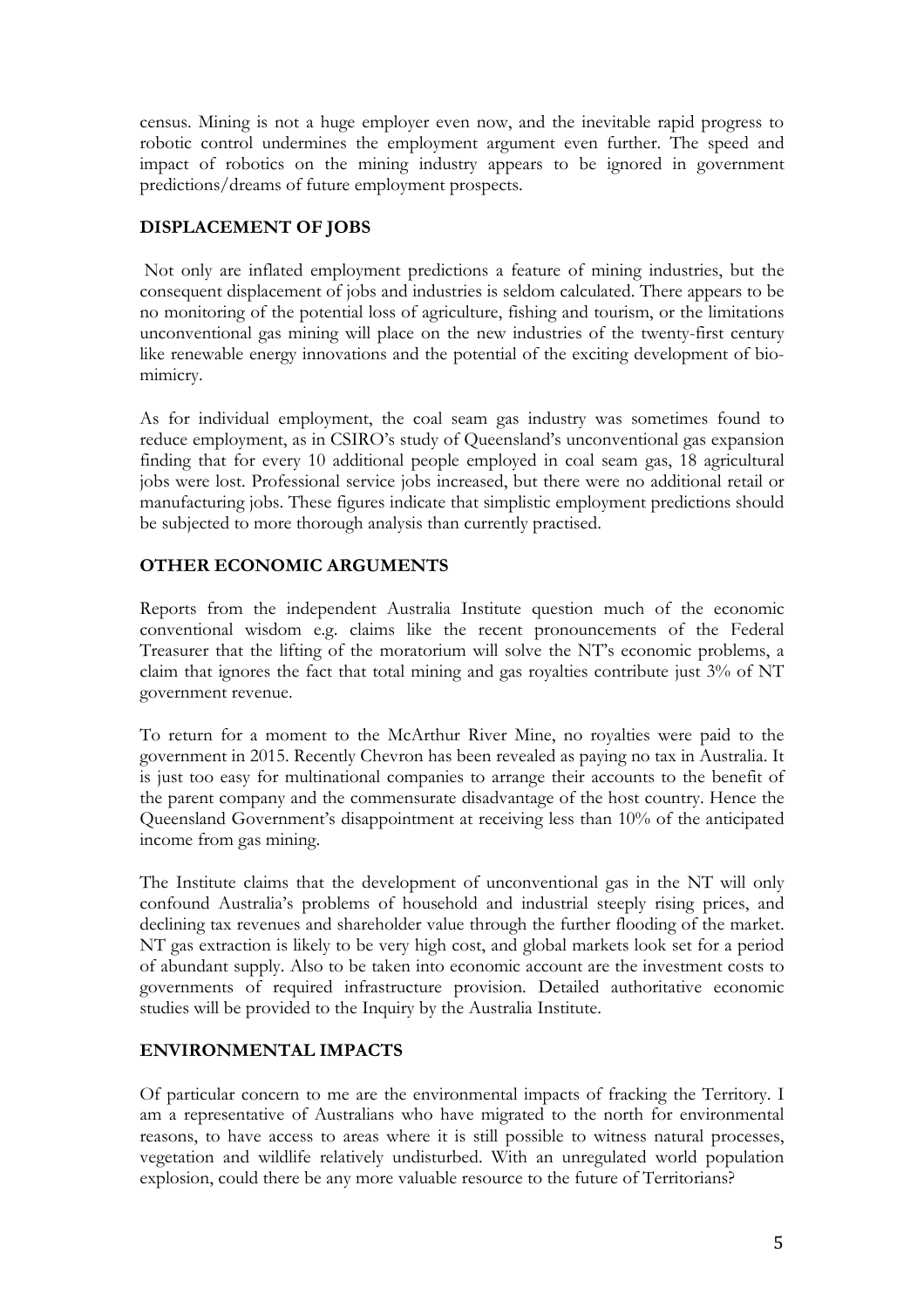census. Mining is not a huge employer even now, and the inevitable rapid progress to robotic control undermines the employment argument even further. The speed and impact of robotics on the mining industry appears to be ignored in government predictions/dreams of future employment prospects.

## DISPLACEMENT OF JOBS

Not only are inflated employment predictions a feature of mining industries, but the consequent displacement of jobs and industries is seldom calculated. There appears to be no monitoring of the potential loss of agriculture, fishing and tourism, or the limitations unconventional gas mining will place on the new industries of the twenty-first century like renewable energy innovations and the potential of the exciting development of bio-mimicry.

As for individual employment, the coal seam gas industry was sometimes found to reduce employment, as in CSIRO's study of Queensland's unconventional gas expansion finding that for every 10 additional people employed in coal seam gas, 18 agricultural jobs were lost. Professional service jobs increased, but there were no additional retail or manufacturing jobs. These figures indicate that simplistic employment predictions should be subjected to more thorough analysis than currently practised.

## OTHER ECONOMIC ARGUMENTS

Reports from the independent Australia Institute question much of the economic conventional wisdom e.g. claims like the recent pronouncements of the Federal Treasurer that the lifting of the moratorium will solve the NT's economic problems, a claim that ignores the fact that total mining and gas royalties contribute just 3% of NT government revenue.

To return for a moment to the McArthur River Mine, no royalties were paid to the government in 2015. Recently Chevron has been revealed as paying no tax in Australia. It is just too easy for multinational companies to arrange their accounts to the benefit of the parent company and the commensurate disadvantage of the host country. Hence the Queensland Government's disappointment at receiving less than 10% of the anticipated income from gas mining.

The Institute claims that the development of unconventional gas in the NT will only confound Australia's problems of household and industrial steeply rising prices, and declining tax revenues and shareholder value through the further flooding of the market. NT gas extraction is likely to be very high cost, and global markets look set for a period of abundant supply. Also to be taken into economic account are the investment costs to governments of required infrastructure provision. Detailed authoritative economic studies will be provided to the Inquiry by the Australia Institute.

## ENVIRONMENTAL IMPACTS

Of particular concern to me are the environmental impacts of fracking the Territory. I am a representative of Australians who have migrated to the north for environmental reasons, to have access to areas where it is still possible to witness natural processes, vegetation and wildlife relatively undisturbed. With an unregulated world population explosion, could there be any more valuable resource to the future of Territorians?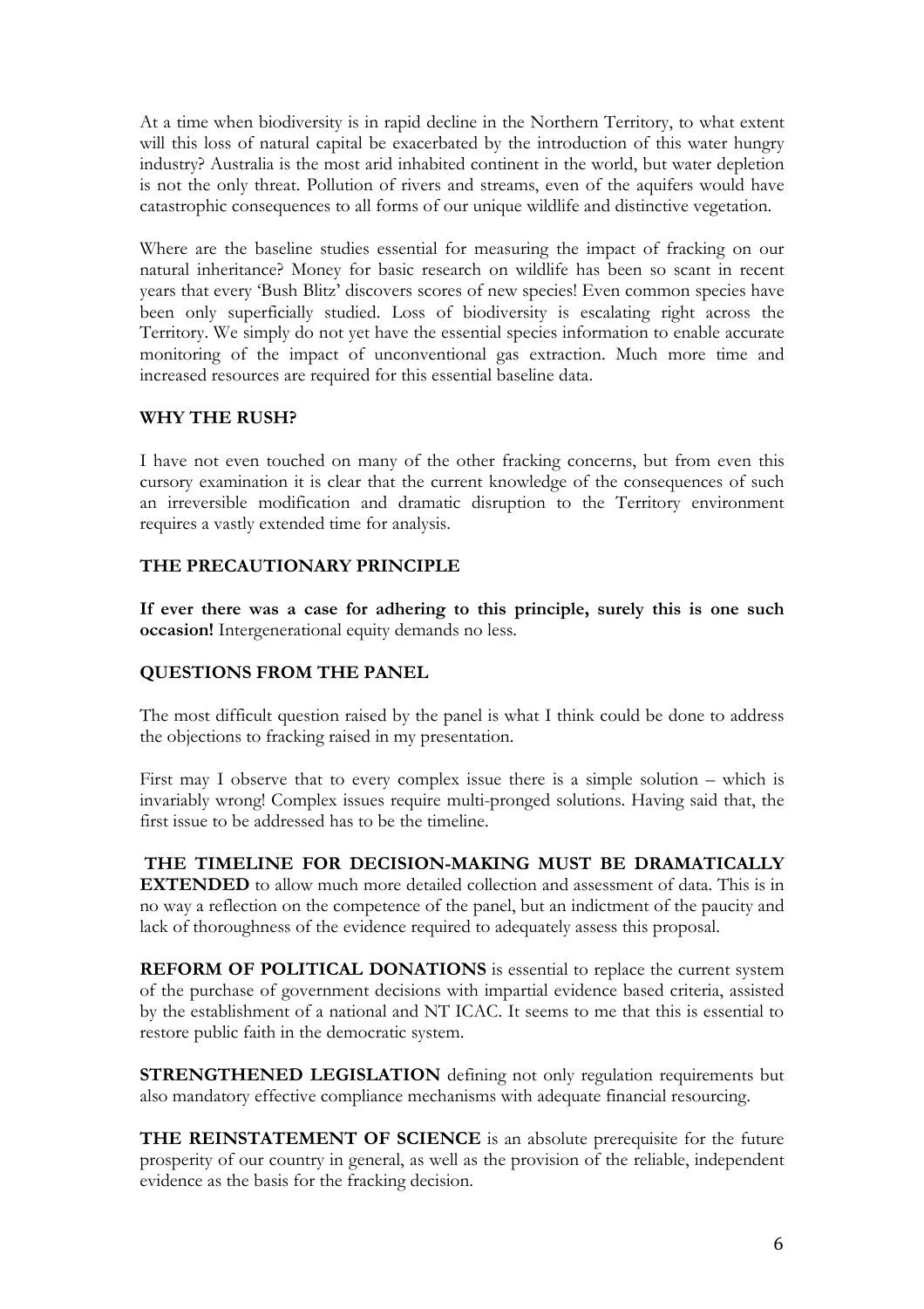At a time when biodiversity is in rapid decline in the Northern Territory, to what extent will this loss of natural capital be exacerbated by the introduction of this water hungry industry? Australia is the most arid inhabited continent in the world, but water depletion is not the only threat. Pollution of rivers and streams, even of the aquifers would have catastrophic consequences to all forms of our unique wildlife and distinctive vegetation.

Where are the baseline studies essential for measuring the impact of fracking on our natural inheritance? Money for basic research on wildlife has been so scant in recent years that every 'Bush Blitz' discovers scores of new species! Even common species have been only superficially studied. Loss of biodiversity is escalating right across the Territory. We simply do not yet have the essential species information to enable accurate monitoring of the impact of unconventional gas extraction. Much more time and increased resources are required for this essential baseline data.

**WHY THE RUSH?**

I have not even touched on many of the other fracking concerns, but from even this cursory examination it is clear that the current knowledge of the consequences of such an irreversible modification and dramatic disruption to the Territory environment requires a vastly extended time for analysis.

**THE PRECAUTIONARY PRINCIPLE**

**If ever there was a case for adhering to this principle, surely this is one such occasion!** Intergenerational equity demands no less.

**QUESTIONS FROM THE PANEL**

The most difficult question raised by the panel is what I think could be done to address the objections to fracking raised in my presentation.

First may I observe that to every complex issue there is a simple solution – which is invariably wrong! Complex issues require multi-pronged solutions. Having said that, the first issue to be addressed has to be the timeline.

**THE TIMELINE FOR DECISION-MAKING MUST BE DRAMATICALLY EXTENDED** to allow much more detailed collection and assessment of data. This is in no way a reflection on the competence of the panel, but an indictment of the paucity and lack of thoroughness of the evidence required to adequately assess this proposal.

**REFORM OF POLITICAL DONATIONS** is essential to replace the current system of the purchase of government decisions with impartial evidence based criteria, assisted by the establishment of a national and NT ICAC. It seems to me that this is essential to restore public faith in the democratic system.

**STRENGTHENED LEGISLATION** defining not only regulation requirements but also mandatory effective compliance mechanisms with adequate financial resourcing.

**THE REINSTATEMENT OF SCIENCE** is an absolute prerequisite for the future prosperity of our country in general, as well as the provision of the reliable, independent evidence as the basis for the fracking decision.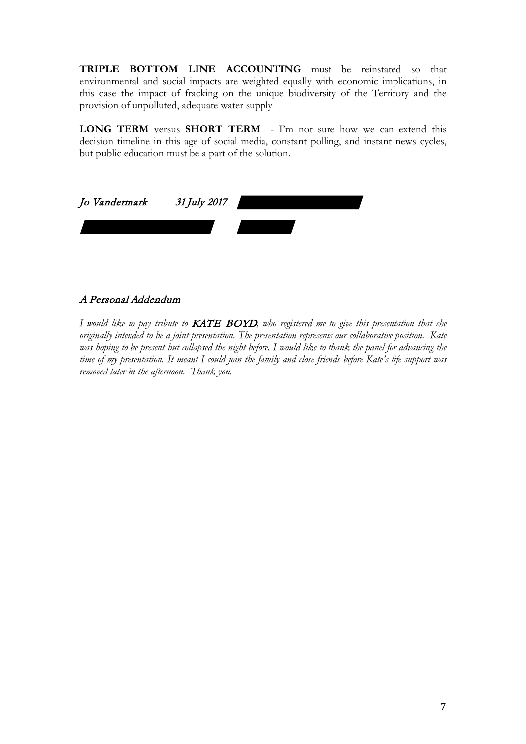**TRIPLE BOTTOM LINE ACCOUNTING** must be reinstated so that environmental and social impacts are weighted equally with economic implications, in this case the impact of fracking on the unique biodiversity of the Territory and the provision of unpolluted, adequate water supply

**LONG TERM** versus **SHORT TERM** - I'm not sure how we can extend this decision timeline in this age of social media, constant polling, and instant news cycles, but public education must be a part of the solution.

*Jo Vandermark* *31 July 2017*

### *A Personal Addendum*

*I would like to pay tribute to* ***KATE BOYD****, who registered me to give this presentation that she originally intended to be a joint presentation. The presentation represents our collaborative position. Kate was hoping to be present but collapsed the night before. I would like to thank the panel for advancing the time of my presentation. It meant I could join the family and close friends before Kate's life support was removed later in the afternoon. Thank you.*